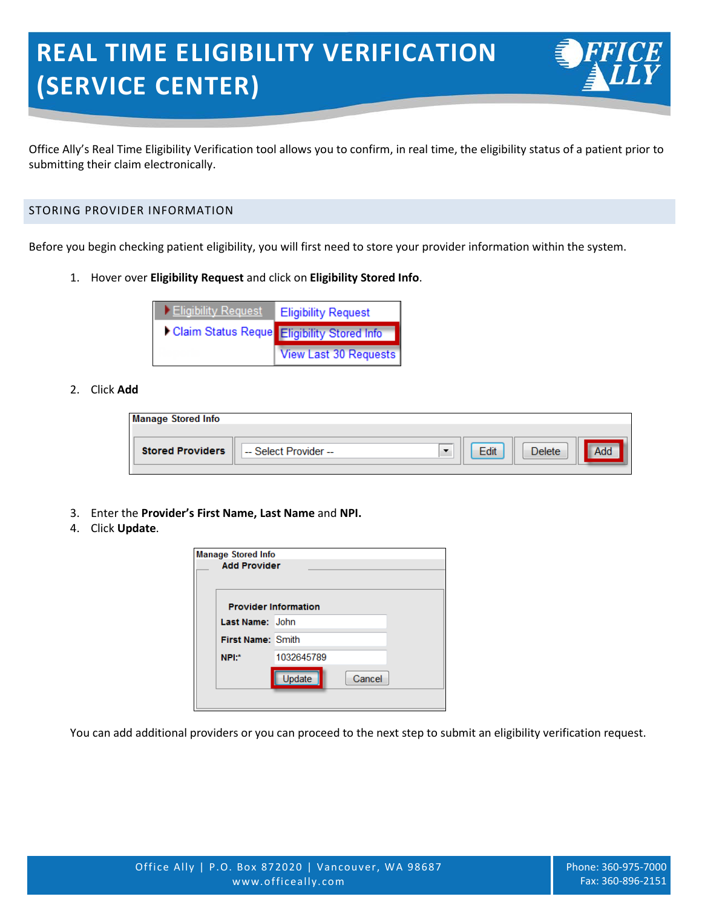# REAL TIME ELIGIBILITY VERIFICATION (SERVICE CENTER)

Office Ally's Real Time Eligibility Verification tool allows you to confirm, in real time, the eligibility status of a patient prior to submitting their claim electronically.

## STORING PROVIDER INFORMATION

Before you begin checking patient eligibility, you will first need to store your provider information within the system.

1. Hover over **Eligibility Request** and click on **Eligibility Stored Info**.

2. Click **Add**

3. Enter the **Provider's First Name, Last Name** and **NPI.**
4. Click **Update**.

You can add additional providers or you can proceed to the next step to submit an eligibility verification request.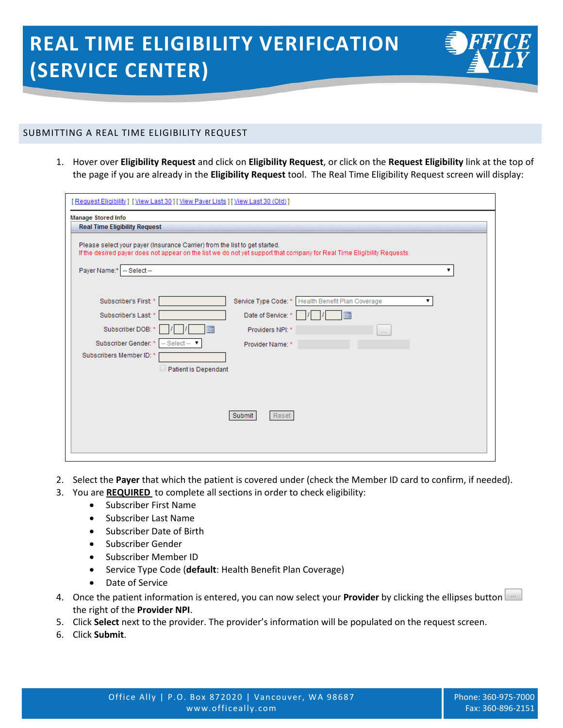# REAL TIME ELIGIBILITY VERIFICATION (SERVICE CENTER)

## SUBMITTING A REAL TIME ELIGIBILITY REQUEST

1. Hover over **Eligibility Request** and click on **Eligibility Request**, or click on the **Request Eligibility** link at the top of the page if you are already in the **Eligibility Request** tool. The Real Time Eligibility Request screen will display:

2. Select the **Payer** that which the patient is covered under (check the Member ID card to confirm, if needed).
3. You are **REQUIRED** to complete all sections in order to check eligibility:
   - Subscriber First Name
   - Subscriber Last Name
   - Subscriber Date of Birth
   - Subscriber Gender
   - Subscriber Member ID
   - Service Type Code (**default**: Health Benefit Plan Coverage)
   - Date of Service
4. Once the patient information is entered, you can now select your **Provider** by clicking the ellipses button the right of the **Provider NPI**.
5. Click **Select** next to the provider. The provider's information will be populated on the request screen.
6. Click **Submit**.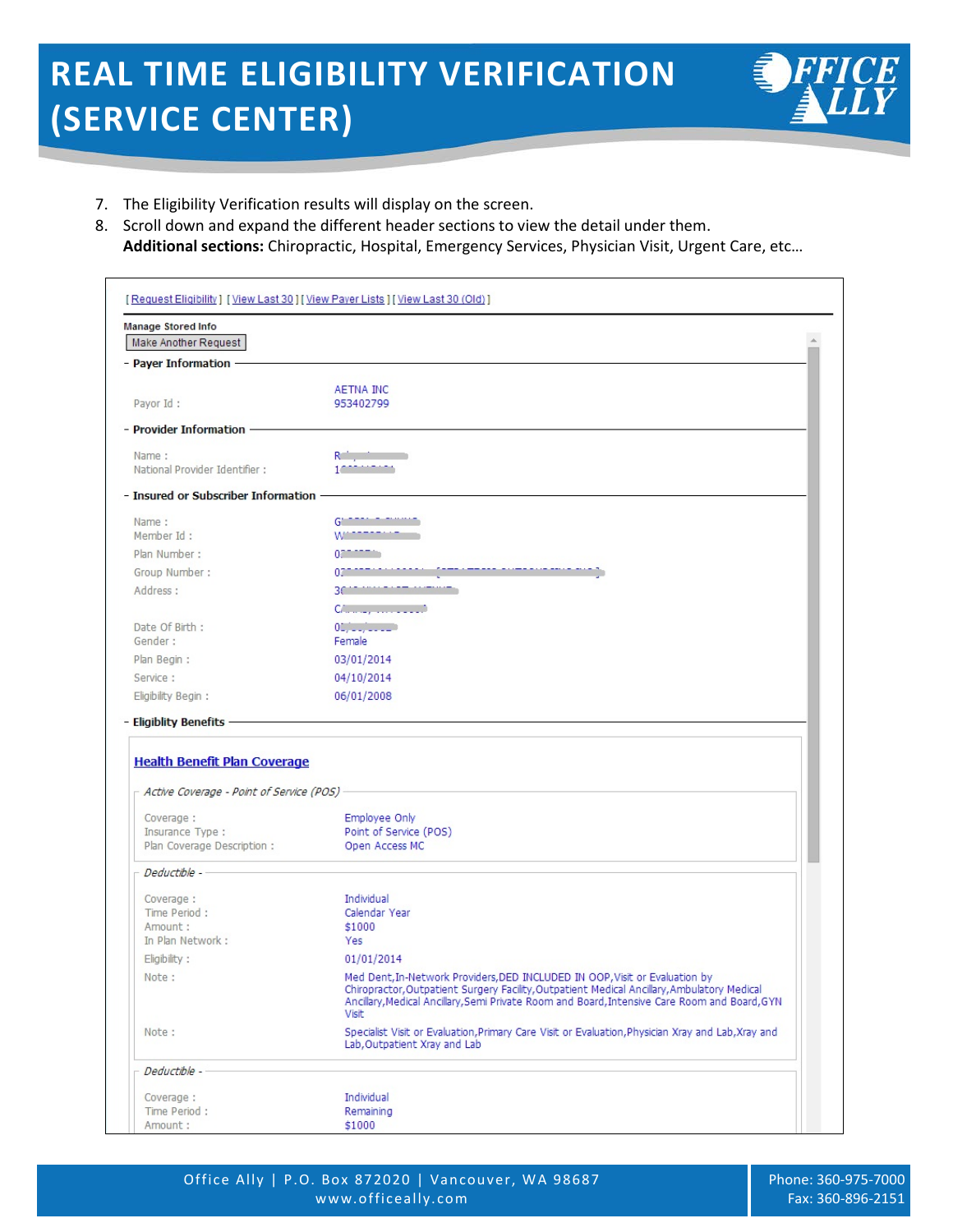7. The Eligibility Verification results will display on the screen.
8. Scroll down and expand the different header sections to view the detail under them.
   **Additional sections:** Chiropractic, Hospital, Emergency Services, Physician Visit, Urgent Care, etc…

[ Request Eligibility ] [ View Last 30 ] [ View Payer Lists ] [ View Last 30 (Old) ]

Manage Stored Info

Make Another Request

**- Payer Information**

| | |
|---|---|
| | AETNA INC |
| Payor Id : | 953402799 |

**- Provider Information**

| | |
|---|---|
| Name : | R |
| National Provider Identifier : | 1 |

**- Insured or Subscriber Information**

| | |
|---|---|
| Name : | G |
| Member Id : | W |
| Plan Number : | 0 |
| Group Number : | 0 |
| Address : | 3 |
| | C |
| Date Of Birth : | 0 |
| Gender : | Female |
| Plan Begin : | 03/01/2014 |
| Service : | 04/10/2014 |
| Eligibility Begin : | 06/01/2008 |

**- Eligiblity Benefits**

**Health Benefit Plan Coverage**

*Active Coverage - Point of Service (POS)*

| | |
|---|---|
| Coverage : | Employee Only |
| Insurance Type : | Point of Service (POS) |
| Plan Coverage Description : | Open Access MC |

*Deductible -*

| | |
|---|---|
| Coverage : | Individual |
| Time Period : | Calendar Year |
| Amount : | $1000 |
| In Plan Network : | Yes |
| Eligibility : | 01/01/2014 |
| Note : | Med Dent,In-Network Providers,DED INCLUDED IN OOP,Visit or Evaluation by Chiropractor,Outpatient Surgery Facility,Outpatient Medical Ancillary,Ambulatory Medical Ancillary,Medical Ancillary,Semi Private Room and Board,Intensive Care Room and Board,GYN Visit |
| Note : | Specialist Visit or Evaluation,Primary Care Visit or Evaluation,Physician Xray and Lab,Xray and Lab,Outpatient Xray and Lab |

*Deductible -*

| | |
|---|---|
| Coverage : | Individual |
| Time Period : | Remaining |
| Amount : | $1000 |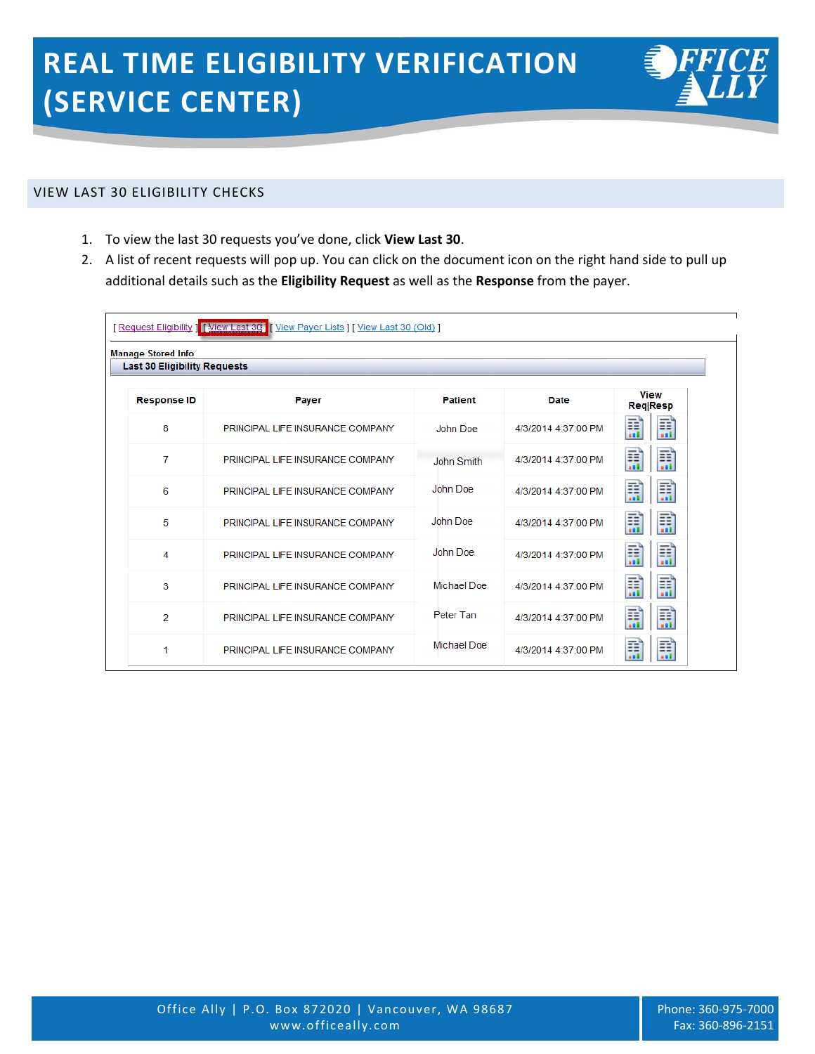# REAL TIME ELIGIBILITY VERIFICATION (SERVICE CENTER)

## VIEW LAST 30 ELIGIBILITY CHECKS

1. To view the last 30 requests you've done, click **View Last 30**.
2. A list of recent requests will pop up. You can click on the document icon on the right hand side to pull up additional details such as the **Eligibility Request** as well as the **Response** from the payer.

[ Request Eligibility ] [ View Last 30 ] [ View Payer Lists ] [ View Last 30 (Old) ]

Manage Stored Info

**Last 30 Eligibility Requests**

| Response ID | Payer | Patient | Date | View Req\|Resp |
|---|---|---|---|---|
| 8 | PRINCIPAL LIFE INSURANCE COMPANY | John Doe | 4/3/2014 4:37:00 PM | |
| 7 | PRINCIPAL LIFE INSURANCE COMPANY | John Smith | 4/3/2014 4:37:00 PM | |
| 6 | PRINCIPAL LIFE INSURANCE COMPANY | John Doe | 4/3/2014 4:37:00 PM | |
| 5 | PRINCIPAL LIFE INSURANCE COMPANY | John Doe | 4/3/2014 4:37:00 PM | |
| 4 | PRINCIPAL LIFE INSURANCE COMPANY | John Doe | 4/3/2014 4:37:00 PM | |
| 3 | PRINCIPAL LIFE INSURANCE COMPANY | Michael Doe | 4/3/2014 4:37:00 PM | |
| 2 | PRINCIPAL LIFE INSURANCE COMPANY | Peter Tan | 4/3/2014 4:37:00 PM | |
| 1 | PRINCIPAL LIFE INSURANCE COMPANY | Michael Doe | 4/3/2014 4:37:00 PM | |

Office Ally | P.O. Box 872020 | Vancouver, WA 98687
www.officeally.com

Phone: 360-975-7000
Fax: 360-896-2151